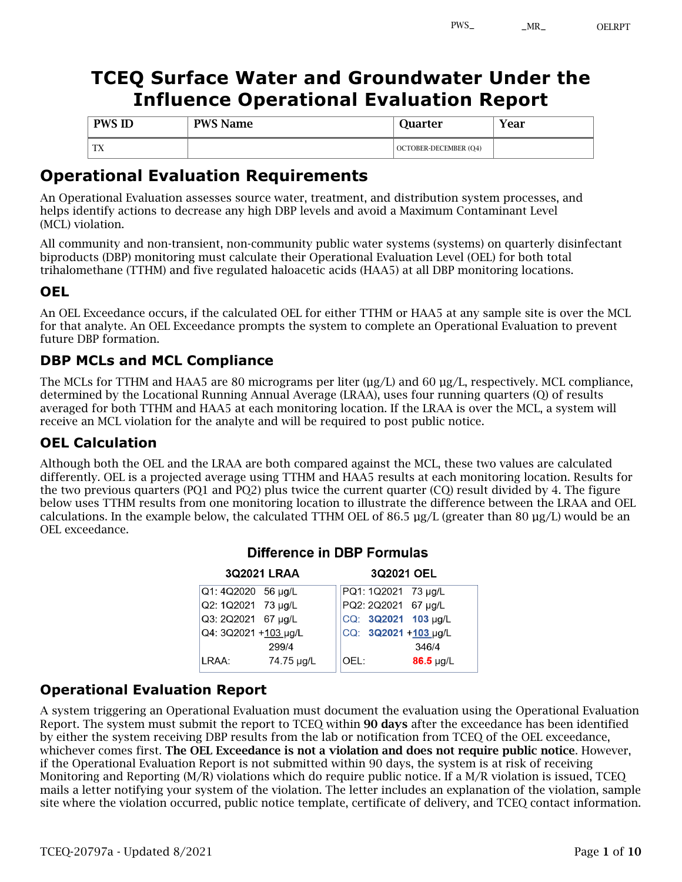PWS_ _MR_ OELRPT

# TCEQ Surface Water and Groundwater Under the Influence Operational Evaluation Report

| PWS ID | PWS Name | Quarter | Year |
|---|---|---|---|
| TX | | OCTOBER-DECEMBER (Q4) | |

## Operational Evaluation Requirements

An Operational Evaluation assesses source water, treatment, and distribution system processes, and helps identify actions to decrease any high DBP levels and avoid a Maximum Contaminant Level (MCL) violation.

All community and non-transient, non-community public water systems (systems) on quarterly disinfectant biproducts (DBP) monitoring must calculate their Operational Evaluation Level (OEL) for both total trihalomethane (TTHM) and five regulated haloacetic acids (HAA5) at all DBP monitoring locations.

### OEL

An OEL Exceedance occurs, if the calculated OEL for either TTHM or HAA5 at any sample site is over the MCL for that analyte. An OEL Exceedance prompts the system to complete an Operational Evaluation to prevent future DBP formation.

### DBP MCLs and MCL Compliance

The MCLs for TTHM and HAA5 are 80 micrograms per liter (µg/L) and 60 µg/L, respectively. MCL compliance, determined by the Locational Running Annual Average (LRAA), uses four running quarters (Q) of results averaged for both TTHM and HAA5 at each monitoring location. If the LRAA is over the MCL, a system will receive an MCL violation for the analyte and will be required to post public notice.

### OEL Calculation

Although both the OEL and the LRAA are both compared against the MCL, these two values are calculated differently. OEL is a projected average using TTHM and HAA5 results at each monitoring location. Results for the two previous quarters (PQ1 and PQ2) plus twice the current quarter (CQ) result divided by 4. The figure below uses TTHM results from one monitoring location to illustrate the difference between the LRAA and OEL calculations. In the example below, the calculated TTHM OEL of 86.5 µg/L (greater than 80 µg/L) would be an OEL exceedance.

**Difference in DBP Formulas**

| 3Q2021 LRAA | | 3Q2021 OEL | |
|---|---|---|---|
| Q1: 4Q2020 | 56 µg/L | PQ1: 1Q2021 | 73 µg/L |
| Q2: 1Q2021 | 73 µg/L | PQ2: 2Q2021 | 67 µg/L |
| Q3: 2Q2021 | 67 µg/L | CQ: **3Q2021** | **103** µg/L |
| Q4: 3Q2021 | +103 µg/L | CQ: **3Q2021** | +**103** µg/L |
| | 299/4 | | 346/4 |
| LRAA: | 74.75 µg/L | OEL: | **86.5** µg/L |

### Operational Evaluation Report

A system triggering an Operational Evaluation must document the evaluation using the Operational Evaluation Report. The system must submit the report to TCEQ within **90 days** after the exceedance has been identified by either the system receiving DBP results from the lab or notification from TCEQ of the OEL exceedance, whichever comes first. **The OEL Exceedance is not a violation and does not require public notice**. However, if the Operational Evaluation Report is not submitted within 90 days, the system is at risk of receiving Monitoring and Reporting (M/R) violations which do require public notice. If a M/R violation is issued, TCEQ mails a letter notifying your system of the violation. The letter includes an explanation of the violation, sample site where the violation occurred, public notice template, certificate of delivery, and TCEQ contact information.

TCEQ-20797a - Updated 8/2021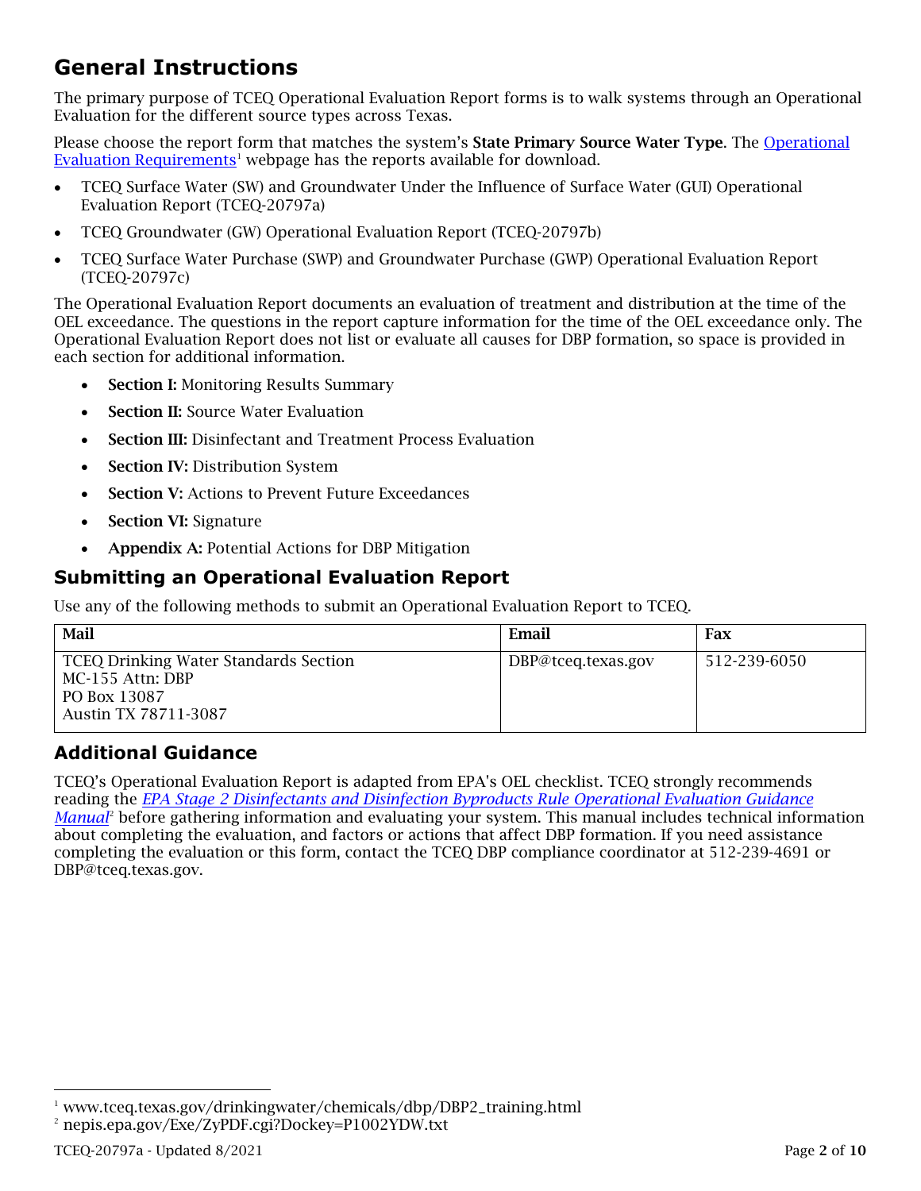## General Instructions

The primary purpose of TCEQ Operational Evaluation Report forms is to walk systems through an Operational Evaluation for the different source types across Texas.

Please choose the report form that matches the system's **State Primary Source Water Type**. The Operational Evaluation Requirements[1] webpage has the reports available for download.

- TCEQ Surface Water (SW) and Groundwater Under the Influence of Surface Water (GUI) Operational Evaluation Report (TCEQ-20797a)
- TCEQ Groundwater (GW) Operational Evaluation Report (TCEQ-20797b)
- TCEQ Surface Water Purchase (SWP) and Groundwater Purchase (GWP) Operational Evaluation Report (TCEQ-20797c)

The Operational Evaluation Report documents an evaluation of treatment and distribution at the time of the OEL exceedance. The questions in the report capture information for the time of the OEL exceedance only. The Operational Evaluation Report does not list or evaluate all causes for DBP formation, so space is provided in each section for additional information.

- **Section I:** Monitoring Results Summary
- **Section II:** Source Water Evaluation
- **Section III:** Disinfectant and Treatment Process Evaluation
- **Section IV:** Distribution System
- **Section V:** Actions to Prevent Future Exceedances
- **Section VI:** Signature
- **Appendix A:** Potential Actions for DBP Mitigation

## Submitting an Operational Evaluation Report

Use any of the following methods to submit an Operational Evaluation Report to TCEQ.

| Mail | Email | Fax |
|---|---|---|
| TCEQ Drinking Water Standards Section<br>MC-155 Attn: DBP<br>PO Box 13087<br>Austin TX 78711-3087 | DBP@tceq.texas.gov | 512-239-6050 |

## Additional Guidance

TCEQ's Operational Evaluation Report is adapted from EPA's OEL checklist. TCEQ strongly recommends reading the *EPA Stage 2 Disinfectants and Disinfection Byproducts Rule Operational Evaluation Guidance Manual*[2] before gathering information and evaluating your system. This manual includes technical information about completing the evaluation, and factors or actions that affect DBP formation. If you need assistance completing the evaluation or this form, contact the TCEQ DBP compliance coordinator at 512-239-4691 or DBP@tceq.texas.gov.

[1] www.tceq.texas.gov/drinkingwater/chemicals/dbp/DBP2_training.html
[2] nepis.epa.gov/Exe/ZyPDF.cgi?Dockey=P1002YDW.txt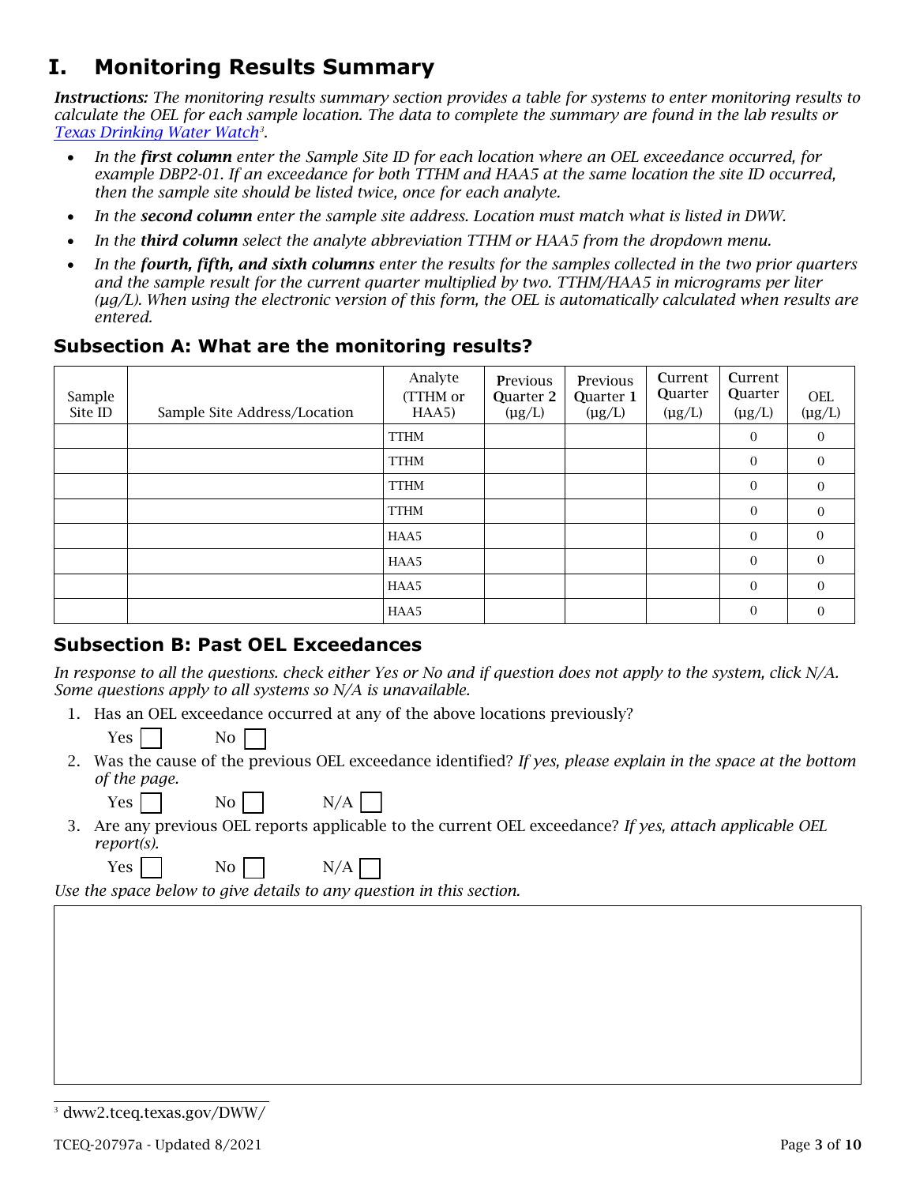# I. Monitoring Results Summary

***Instructions:*** *The monitoring results summary section provides a table for systems to enter monitoring results to calculate the OEL for each sample location. The data to complete the summary are found in the lab results or [Texas Drinking Water Watch](dww2.tceq.texas.gov/DWW/)[3].*

- *In the **first column** enter the Sample Site ID for each location where an OEL exceedance occurred, for example DBP2-01. If an exceedance for both TTHM and HAA5 at the same location the site ID occurred, then the sample site should be listed twice, once for each analyte.*
- *In the **second column** enter the sample site address. Location must match what is listed in DWW.*
- *In the **third column** select the analyte abbreviation TTHM or HAA5 from the dropdown menu.*
- *In the **fourth, fifth, and sixth columns** enter the results for the samples collected in the two prior quarters and the sample result for the current quarter multiplied by two. TTHM/HAA5 in micrograms per liter (µg/L). When using the electronic version of this form, the OEL is automatically calculated when results are entered.*

## Subsection A: What are the monitoring results?

| Sample Site ID | Sample Site Address/Location | Analyte (TTHM or HAA5) | Previous Quarter 2 (µg/L) | Previous Quarter 1 (µg/L) | Current Quarter (µg/L) | Current Quarter (µg/L) | OEL (µg/L) |
|---|---|---|---|---|---|---|---|
| | | TTHM | | | | 0 | 0 |
| | | TTHM | | | | 0 | 0 |
| | | TTHM | | | | 0 | 0 |
| | | TTHM | | | | 0 | 0 |
| | | HAA5 | | | | 0 | 0 |
| | | HAA5 | | | | 0 | 0 |
| | | HAA5 | | | | 0 | 0 |
| | | HAA5 | | | | 0 | 0 |

## Subsection B: Past OEL Exceedances

*In response to all the questions. check either Yes or No and if question does not apply to the system, click N/A. Some questions apply to all systems so N/A is unavailable.*

1. Has an OEL exceedance occurred at any of the above locations previously?

   Yes ☐ No ☐

2. Was the cause of the previous OEL exceedance identified? *If yes, please explain in the space at the bottom of the page.*

   Yes ☐ No ☐ N/A ☐

3. Are any previous OEL reports applicable to the current OEL exceedance? *If yes, attach applicable OEL report(s).*

   Yes ☐ No ☐ N/A ☐

*Use the space below to give details to any question in this section.*

[3] dww2.tceq.texas.gov/DWW/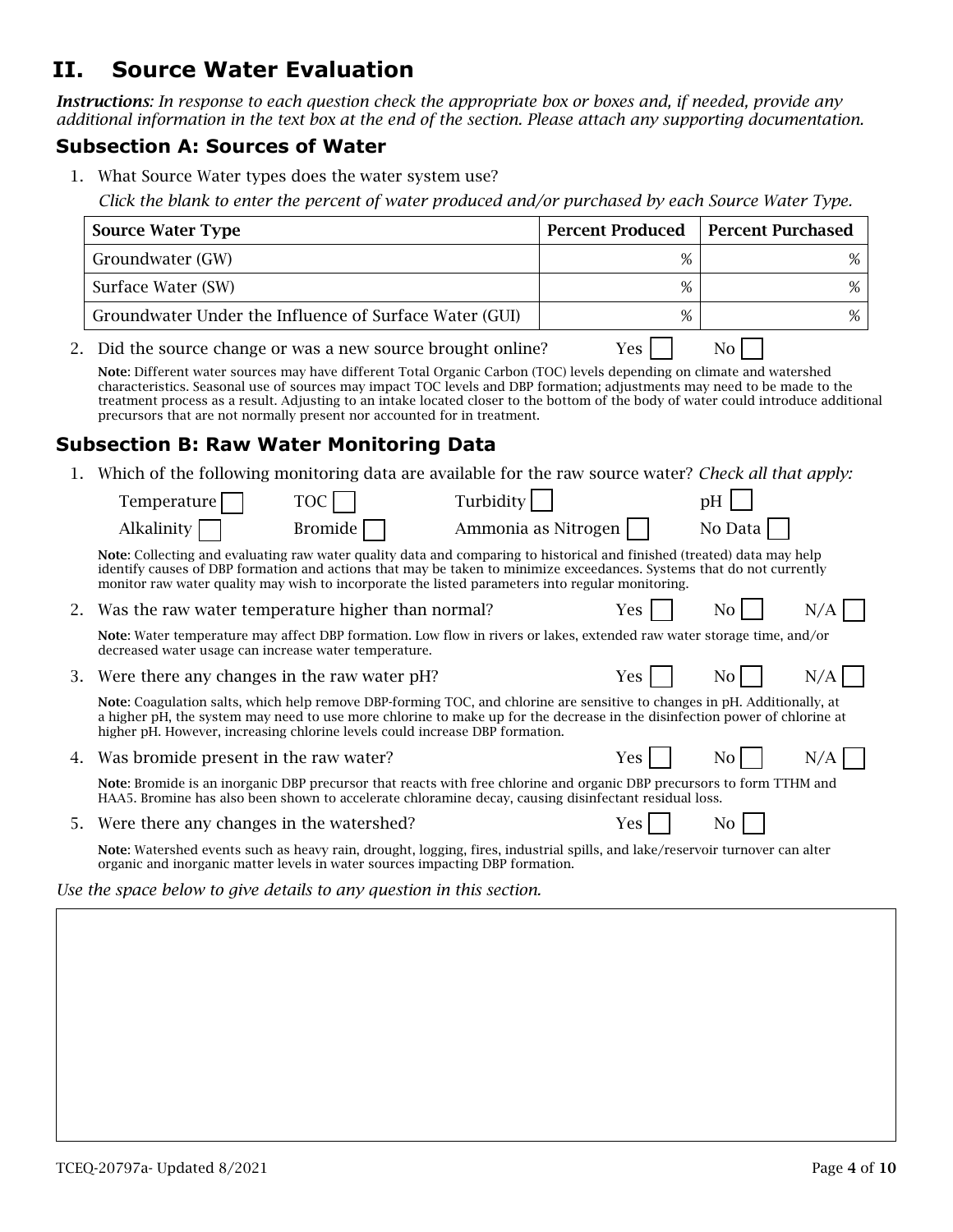# II. Source Water Evaluation

***Instructions**: In response to each question check the appropriate box or boxes and, if needed, provide any additional information in the text box at the end of the section. Please attach any supporting documentation.*

## Subsection A: Sources of Water

1. What Source Water types does the water system use?

   *Click the blank to enter the percent of water produced and/or purchased by each Source Water Type.*

| Source Water Type | Percent Produced | Percent Purchased |
|---|---|---|
| Groundwater (GW) | % | % |
| Surface Water (SW) | % | % |
| Groundwater Under the Influence of Surface Water (GUI) | % | % |

2. Did the source change or was a new source brought online? Yes ☐ No ☐

   **Note**: Different water sources may have different Total Organic Carbon (TOC) levels depending on climate and watershed characteristics. Seasonal use of sources may impact TOC levels and DBP formation; adjustments may need to be made to the treatment process as a result. Adjusting to an intake located closer to the bottom of the body of water could introduce additional precursors that are not normally present nor accounted for in treatment.

## Subsection B: Raw Water Monitoring Data

1. Which of the following monitoring data are available for the raw source water? *Check all that apply:*

   Temperature ☐ TOC ☐ Turbidity ☐ pH ☐
   Alkalinity ☐ Bromide ☐ Ammonia as Nitrogen ☐ No Data ☐

   **Note**: Collecting and evaluating raw water quality data and comparing to historical and finished (treated) data may help identify causes of DBP formation and actions that may be taken to minimize exceedances. Systems that do not currently monitor raw water quality may wish to incorporate the listed parameters into regular monitoring.

2. Was the raw water temperature higher than normal? Yes ☐ No ☐ N/A ☐

   **Note**: Water temperature may affect DBP formation. Low flow in rivers or lakes, extended raw water storage time, and/or decreased water usage can increase water temperature.

3. Were there any changes in the raw water pH? Yes ☐ No ☐ N/A ☐

   **Note**: Coagulation salts, which help remove DBP-forming TOC, and chlorine are sensitive to changes in pH. Additionally, at a higher pH, the system may need to use more chlorine to make up for the decrease in the disinfection power of chlorine at higher pH. However, increasing chlorine levels could increase DBP formation.

4. Was bromide present in the raw water? Yes ☐ No ☐ N/A ☐

   **Note**: Bromide is an inorganic DBP precursor that reacts with free chlorine and organic DBP precursors to form TTHM and HAA5. Bromine has also been shown to accelerate chloramine decay, causing disinfectant residual loss.

5. Were there any changes in the watershed? Yes ☐ No ☐

   **Note**: Watershed events such as heavy rain, drought, logging, fires, industrial spills, and lake/reservoir turnover can alter organic and inorganic matter levels in water sources impacting DBP formation.

*Use the space below to give details to any question in this section.*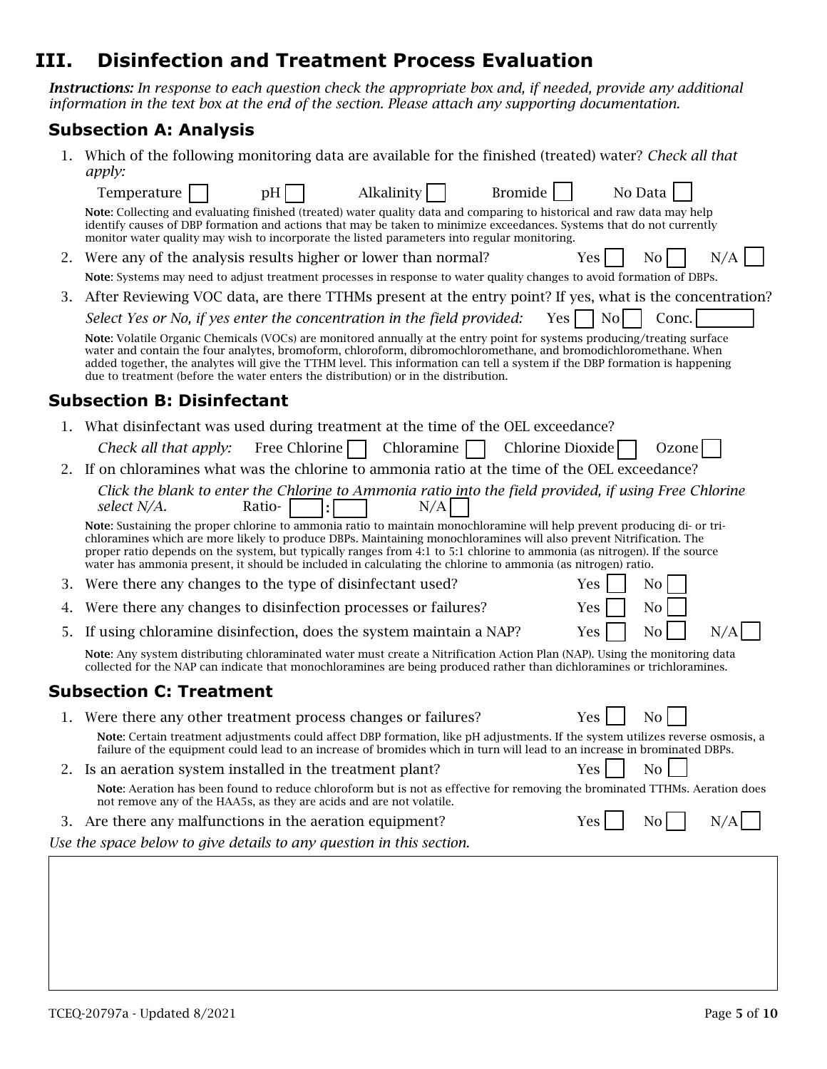# III. Disinfection and Treatment Process Evaluation

***Instructions:*** *In response to each question check the appropriate box and, if needed, provide any additional information in the text box at the end of the section. Please attach any supporting documentation.*

## Subsection A: Analysis

1. Which of the following monitoring data are available for the finished (treated) water? *Check all that apply:*

   Temperature ☐ pH ☐ Alkalinity ☐ Bromide ☐ No Data ☐

   **Note**: Collecting and evaluating finished (treated) water quality data and comparing to historical and raw data may help identify causes of DBP formation and actions that may be taken to minimize exceedances. Systems that do not currently monitor water quality may wish to incorporate the listed parameters into regular monitoring.

2. Were any of the analysis results higher or lower than normal? Yes ☐ No ☐ N/A ☐

   **Note**: Systems may need to adjust treatment processes in response to water quality changes to avoid formation of DBPs.

3. After Reviewing VOC data, are there TTHMs present at the entry point? If yes, what is the concentration?

   *Select Yes or No, if yes enter the concentration in the field provided:* Yes ☐ No ☐ Conc. ______

   **Note**: Volatile Organic Chemicals (VOCs) are monitored annually at the entry point for systems producing/treating surface water and contain the four analytes, bromoform, chloroform, dibromochloromethane, and bromodichloromethane. When added together, the analytes will give the TTHM level. This information can tell a system if the DBP formation is happening due to treatment (before the water enters the distribution) or in the distribution.

## Subsection B: Disinfectant

1. What disinfectant was used during treatment at the time of the OEL exceedance?

   *Check all that apply:* Free Chlorine ☐ Chloramine ☐ Chlorine Dioxide ☐ Ozone ☐

2. If on chloramines what was the chlorine to ammonia ratio at the time of the OEL exceedance?

   *Click the blank to enter the Chlorine to Ammonia ratio into the field provided, if using Free Chlorine select N/A.* Ratio- ____ : ____ N/A ☐

   **Note**: Sustaining the proper chlorine to ammonia ratio to maintain monochloramine will help prevent producing di- or tri-chloramines which are more likely to produce DBPs. Maintaining monochloramines will also prevent Nitrification. The proper ratio depends on the system, but typically ranges from 4:1 to 5:1 chlorine to ammonia (as nitrogen). If the source water has ammonia present, it should be included in calculating the chlorine to ammonia (as nitrogen) ratio.

3. Were there any changes to the type of disinfectant used? Yes ☐ No ☐

4. Were there any changes to disinfection processes or failures? Yes ☐ No ☐

5. If using chloramine disinfection, does the system maintain a NAP? Yes ☐ No ☐ N/A ☐

   **Note**: Any system distributing chloraminated water must create a Nitrification Action Plan (NAP). Using the monitoring data collected for the NAP can indicate that monochloramines are being produced rather than dichloramines or trichloramines.

## Subsection C: Treatment

1. Were there any other treatment process changes or failures? Yes ☐ No ☐

   **Note**: Certain treatment adjustments could affect DBP formation, like pH adjustments. If the system utilizes reverse osmosis, a failure of the equipment could lead to an increase of bromides which in turn will lead to an increase in brominated DBPs.

2. Is an aeration system installed in the treatment plant? Yes ☐ No ☐

   **Note**: Aeration has been found to reduce chloroform but is not as effective for removing the brominated TTHMs. Aeration does not remove any of the HAA5s, as they are acids and are not volatile.

3. Are there any malfunctions in the aeration equipment? Yes ☐ No ☐ N/A ☐

*Use the space below to give details to any question in this section.*

TCEQ-20797a - Updated 8/2021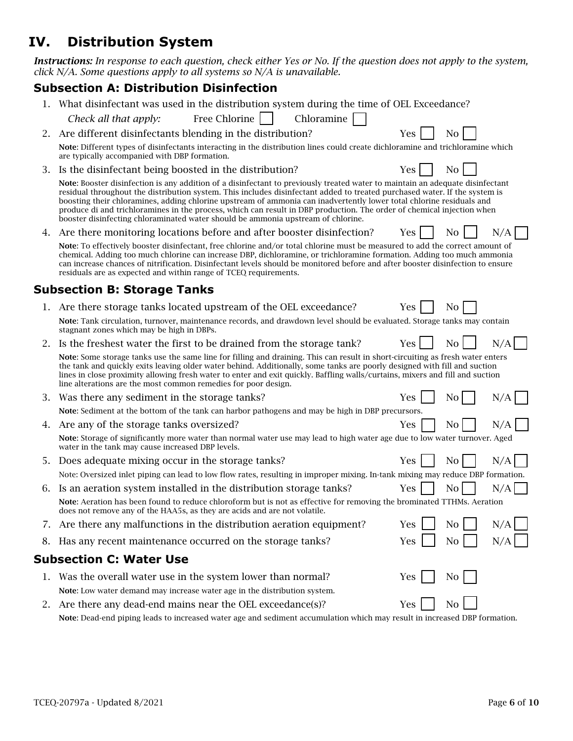# IV. Distribution System

***Instructions:*** *In response to each question, check either Yes or No. If the question does not apply to the system, click N/A. Some questions apply to all systems so N/A is unavailable.*

## Subsection A: Distribution Disinfection

1. What disinfectant was used in the distribution system during the time of OEL Exceedance?

   *Check all that apply:* Free Chlorine ☐ Chloramine ☐

2. Are different disinfectants blending in the distribution? Yes ☐ No ☐

   **Note**: Different types of disinfectants interacting in the distribution lines could create dichloramine and trichloramine which are typically accompanied with DBP formation.

3. Is the disinfectant being boosted in the distribution? Yes ☐ No ☐

   **Note**: Booster disinfection is any addition of a disinfectant to previously treated water to maintain an adequate disinfectant residual throughout the distribution system. This includes disinfectant added to treated purchased water. If the system is boosting their chloramines, adding chlorine upstream of ammonia can inadvertently lower total chlorine residuals and produce di and trichloramines in the process, which can result in DBP production. The order of chemical injection when booster disinfecting chloraminated water should be ammonia upstream of chlorine.

4. Are there monitoring locations before and after booster disinfection? Yes ☐ No ☐ N/A ☐

   **Note**: To effectively booster disinfectant, free chlorine and/or total chlorine must be measured to add the correct amount of chemical. Adding too much chlorine can increase DBP, dichloramine, or trichloramine formation. Adding too much ammonia can increase chances of nitrification. Disinfectant levels should be monitored before and after booster disinfection to ensure residuals are as expected and within range of TCEQ requirements.

## Subsection B: Storage Tanks

1. Are there storage tanks located upstream of the OEL exceedance? Yes ☐ No ☐

   **Note**: Tank circulation, turnover, maintenance records, and drawdown level should be evaluated. Storage tanks may contain stagnant zones which may be high in DBPs.

2. Is the freshest water the first to be drained from the storage tank? Yes ☐ No ☐ N/A ☐

   **Note**: Some storage tanks use the same line for filling and draining. This can result in short-circuiting as fresh water enters the tank and quickly exits leaving older water behind. Additionally, some tanks are poorly designed with fill and suction lines in close proximity allowing fresh water to enter and exit quickly. Baffling walls/curtains, mixers and fill and suction line alterations are the most common remedies for poor design.

3. Was there any sediment in the storage tanks? Yes ☐ No ☐ N/A ☐

   **Note**: Sediment at the bottom of the tank can harbor pathogens and may be high in DBP precursors.

4. Are any of the storage tanks oversized? Yes ☐ No ☐ N/A ☐

   **Note**: Storage of significantly more water than normal water use may lead to high water age due to low water turnover. Aged water in the tank may cause increased DBP levels.

5. Does adequate mixing occur in the storage tanks? Yes ☐ No ☐ N/A ☐

   Note: Oversized inlet piping can lead to low flow rates, resulting in improper mixing. In-tank mixing may reduce DBP formation.

6. Is an aeration system installed in the distribution storage tanks? Yes ☐ No ☐ N/A ☐

   **Note**: Aeration has been found to reduce chloroform but is not as effective for removing the brominated TTHMs. Aeration does not remove any of the HAA5s, as they are acids and are not volatile.

7. Are there any malfunctions in the distribution aeration equipment? Yes ☐ No ☐ N/A ☐

8. Has any recent maintenance occurred on the storage tanks? Yes ☐ No ☐ N/A ☐

## Subsection C: Water Use

1. Was the overall water use in the system lower than normal? Yes ☐ No ☐

   **Note**: Low water demand may increase water age in the distribution system.

2. Are there any dead-end mains near the OEL exceedance(s)? Yes ☐ No ☐

   **Note**: Dead-end piping leads to increased water age and sediment accumulation which may result in increased DBP formation.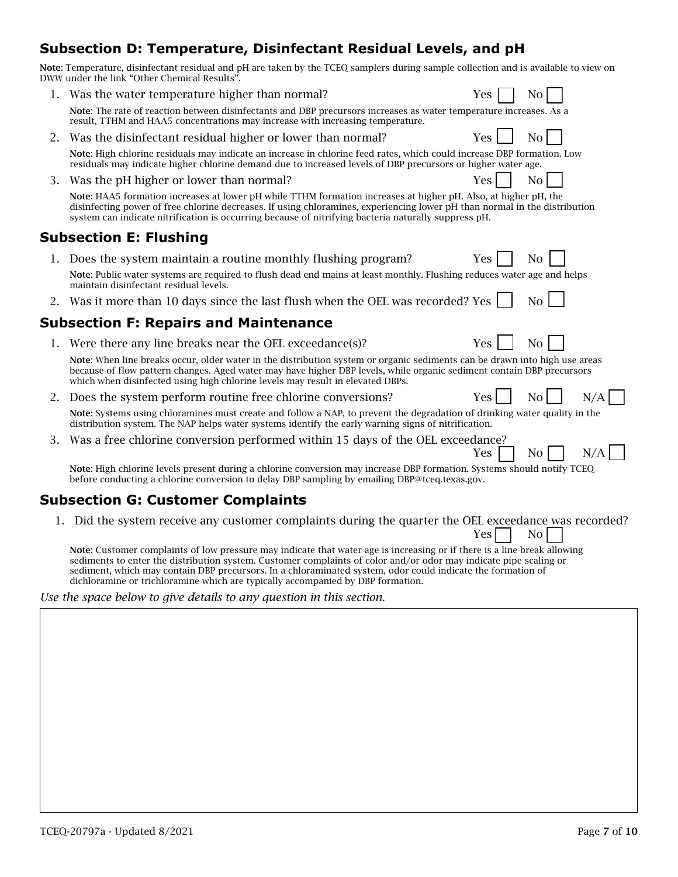## Subsection D: Temperature, Disinfectant Residual Levels, and pH

**Note**: Temperature, disinfectant residual and pH are taken by the TCEQ samplers during sample collection and is available to view on DWW under the link "Other Chemical Results".

1. Was the water temperature higher than normal? Yes ☐ No ☐

   **Note**: The rate of reaction between disinfectants and DBP precursors increases as water temperature increases. As a result, TTHM and HAA5 concentrations may increase with increasing temperature.

2. Was the disinfectant residual higher or lower than normal? Yes ☐ No ☐

   **Note**: High chlorine residuals may indicate an increase in chlorine feed rates, which could increase DBP formation. Low residuals may indicate higher chlorine demand due to increased levels of DBP precursors or higher water age.

3. Was the pH higher or lower than normal? Yes ☐ No ☐

   **Note**: HAA5 formation increases at lower pH while TTHM formation increases at higher pH. Also, at higher pH, the disinfecting power of free chlorine decreases. If using chloramines, experiencing lower pH than normal in the distribution system can indicate nitrification is occurring because of nitrifying bacteria naturally suppress pH.

## Subsection E: Flushing

1. Does the system maintain a routine monthly flushing program? Yes ☐ No ☐

   **Note**: Public water systems are required to flush dead end mains at least monthly. Flushing reduces water age and helps maintain disinfectant residual levels.

2. Was it more than 10 days since the last flush when the OEL was recorded? Yes ☐ No ☐

## Subsection F: Repairs and Maintenance

1. Were there any line breaks near the OEL exceedance(s)? Yes ☐ No ☐

   **Note**: When line breaks occur, older water in the distribution system or organic sediments can be drawn into high use areas because of flow pattern changes. Aged water may have higher DBP levels, while organic sediment contain DBP precursors which when disinfected using high chlorine levels may result in elevated DBPs.

2. Does the system perform routine free chlorine conversions? Yes ☐ No ☐ N/A ☐

   **Note**: Systems using chloramines must create and follow a NAP, to prevent the degradation of drinking water quality in the distribution system. The NAP helps water systems identify the early warning signs of nitrification.

3. Was a free chlorine conversion performed within 15 days of the OEL exceedance? Yes ☐ No ☐ N/A ☐

   **Note**: High chlorine levels present during a chlorine conversion may increase DBP formation. Systems should notify TCEQ before conducting a chlorine conversion to delay DBP sampling by emailing DBP@tceq.texas.gov.

## Subsection G: Customer Complaints

1. Did the system receive any customer complaints during the quarter the OEL exceedance was recorded? Yes ☐ No ☐

   **Note**: Customer complaints of low pressure may indicate that water age is increasing or if there is a line break allowing sediments to enter the distribution system. Customer complaints of color and/or odor may indicate pipe scaling or sediment, which may contain DBP precursors. In a chloraminated system, odor could indicate the formation of dichloramine or trichloramine which are typically accompanied by DBP formation.

*Use the space below to give details to any question in this section.*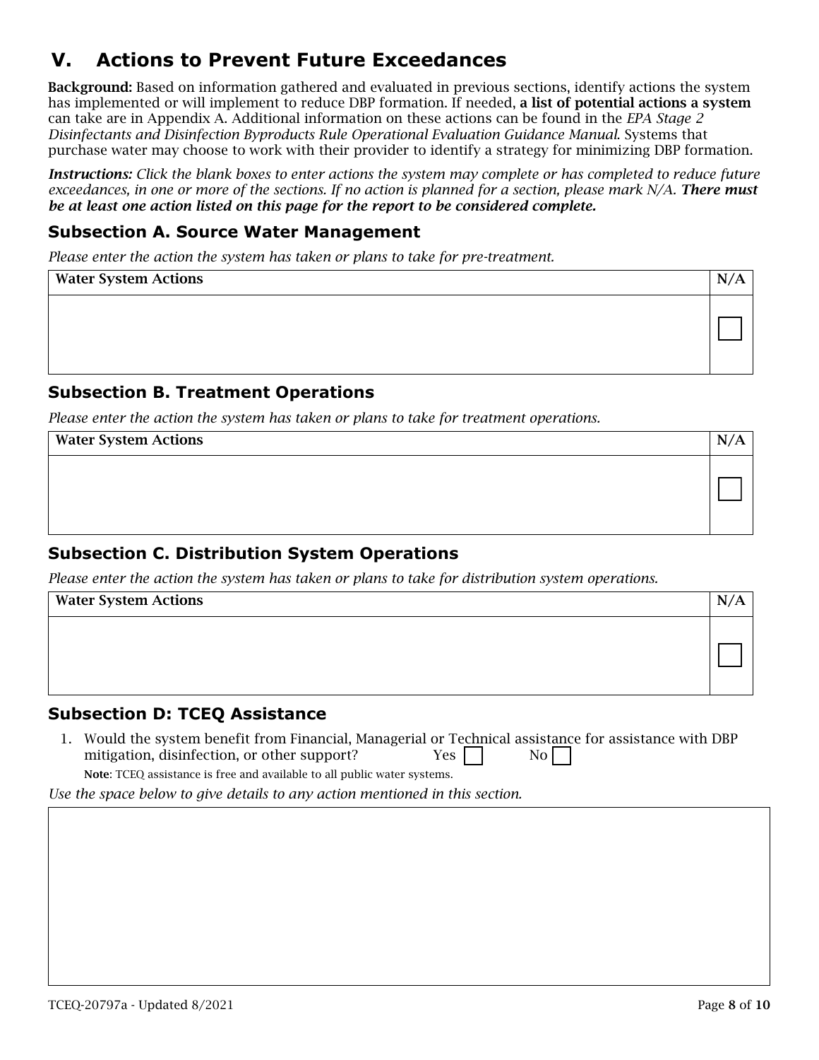# V. Actions to Prevent Future Exceedances

**Background:** Based on information gathered and evaluated in previous sections, identify actions the system has implemented or will implement to reduce DBP formation. If needed, **a list of potential actions a system** can take are in Appendix A. Additional information on these actions can be found in the *EPA Stage 2 Disinfectants and Disinfection Byproducts Rule Operational Evaluation Guidance Manual*. Systems that purchase water may choose to work with their provider to identify a strategy for minimizing DBP formation.

***Instructions:*** *Click the blank boxes to enter actions the system may complete or has completed to reduce future exceedances, in one or more of the sections. If no action is planned for a section, please mark N/A.* ***There must be at least one action listed on this page for the report to be considered complete.***

## Subsection A. Source Water Management

*Please enter the action the system has taken or plans to take for pre-treatment.*

| Water System Actions | N/A |
|---|---|
| | ☐ |

## Subsection B. Treatment Operations

*Please enter the action the system has taken or plans to take for treatment operations.*

| Water System Actions | N/A |
|---|---|
| | ☐ |

## Subsection C. Distribution System Operations

*Please enter the action the system has taken or plans to take for distribution system operations.*

| Water System Actions | N/A |
|---|---|
| | ☐ |

## Subsection D: TCEQ Assistance

1. Would the system benefit from Financial, Managerial or Technical assistance for assistance with DBP mitigation, disinfection, or other support? Yes ☐ No ☐

**Note**: TCEQ assistance is free and available to all public water systems.

*Use the space below to give details to any action mentioned in this section.*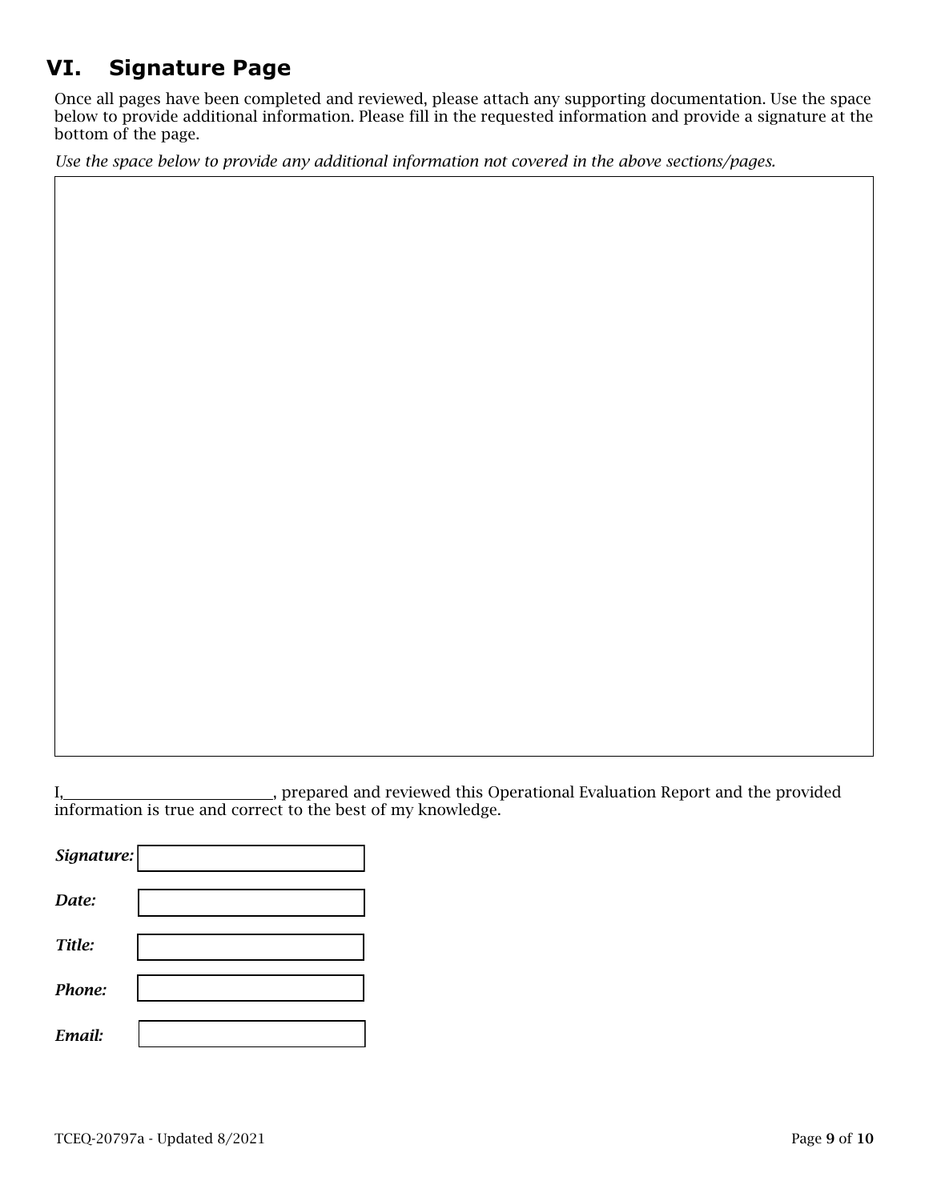## VI. Signature Page

Once all pages have been completed and reviewed, please attach any supporting documentation. Use the space below to provide additional information. Please fill in the requested information and provide a signature at the bottom of the page.

*Use the space below to provide any additional information not covered in the above sections/pages.*

I,\_\_\_\_\_\_\_\_\_\_\_\_\_\_\_\_\_\_\_\_\_\_\_\_\_\_\_\_, prepared and reviewed this Operational Evaluation Report and the provided information is true and correct to the best of my knowledge.

***Signature:***

***Date:***

***Title:***

***Phone:***

***Email:***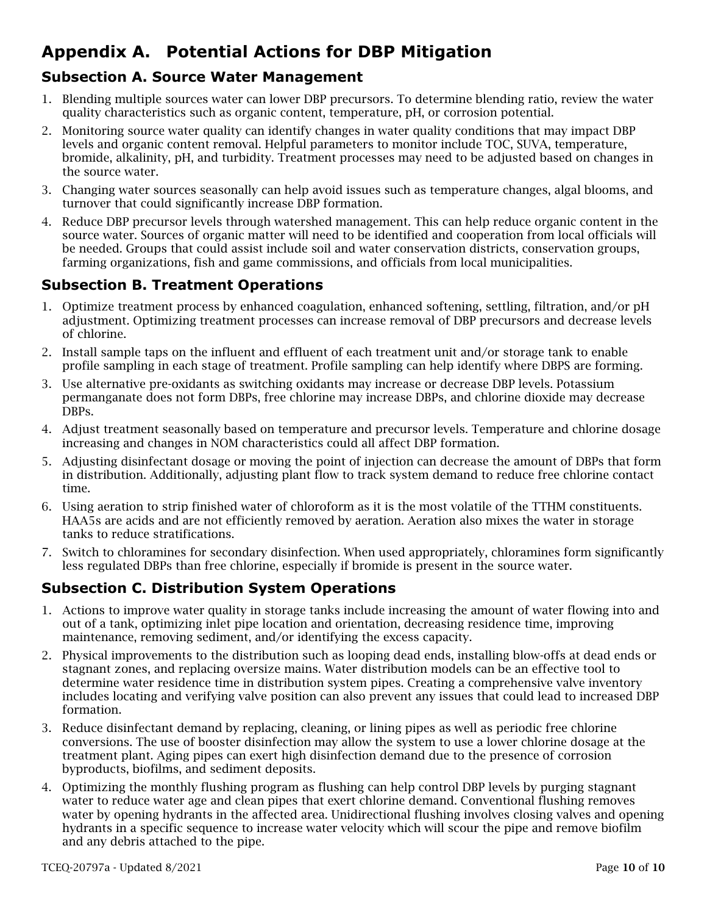# Appendix A. Potential Actions for DBP Mitigation

## Subsection A. Source Water Management

1. Blending multiple sources water can lower DBP precursors. To determine blending ratio, review the water quality characteristics such as organic content, temperature, pH, or corrosion potential.
2. Monitoring source water quality can identify changes in water quality conditions that may impact DBP levels and organic content removal. Helpful parameters to monitor include TOC, SUVA, temperature, bromide, alkalinity, pH, and turbidity. Treatment processes may need to be adjusted based on changes in the source water.
3. Changing water sources seasonally can help avoid issues such as temperature changes, algal blooms, and turnover that could significantly increase DBP formation.
4. Reduce DBP precursor levels through watershed management. This can help reduce organic content in the source water. Sources of organic matter will need to be identified and cooperation from local officials will be needed. Groups that could assist include soil and water conservation districts, conservation groups, farming organizations, fish and game commissions, and officials from local municipalities.

## Subsection B. Treatment Operations

1. Optimize treatment process by enhanced coagulation, enhanced softening, settling, filtration, and/or pH adjustment. Optimizing treatment processes can increase removal of DBP precursors and decrease levels of chlorine.
2. Install sample taps on the influent and effluent of each treatment unit and/or storage tank to enable profile sampling in each stage of treatment. Profile sampling can help identify where DBPS are forming.
3. Use alternative pre-oxidants as switching oxidants may increase or decrease DBP levels. Potassium permanganate does not form DBPs, free chlorine may increase DBPs, and chlorine dioxide may decrease DBPs.
4. Adjust treatment seasonally based on temperature and precursor levels. Temperature and chlorine dosage increasing and changes in NOM characteristics could all affect DBP formation.
5. Adjusting disinfectant dosage or moving the point of injection can decrease the amount of DBPs that form in distribution. Additionally, adjusting plant flow to track system demand to reduce free chlorine contact time.
6. Using aeration to strip finished water of chloroform as it is the most volatile of the TTHM constituents. HAA5s are acids and are not efficiently removed by aeration. Aeration also mixes the water in storage tanks to reduce stratifications.
7. Switch to chloramines for secondary disinfection. When used appropriately, chloramines form significantly less regulated DBPs than free chlorine, especially if bromide is present in the source water.

## Subsection C. Distribution System Operations

1. Actions to improve water quality in storage tanks include increasing the amount of water flowing into and out of a tank, optimizing inlet pipe location and orientation, decreasing residence time, improving maintenance, removing sediment, and/or identifying the excess capacity.
2. Physical improvements to the distribution such as looping dead ends, installing blow-offs at dead ends or stagnant zones, and replacing oversize mains. Water distribution models can be an effective tool to determine water residence time in distribution system pipes. Creating a comprehensive valve inventory includes locating and verifying valve position can also prevent any issues that could lead to increased DBP formation.
3. Reduce disinfectant demand by replacing, cleaning, or lining pipes as well as periodic free chlorine conversions. The use of booster disinfection may allow the system to use a lower chlorine dosage at the treatment plant. Aging pipes can exert high disinfection demand due to the presence of corrosion byproducts, biofilms, and sediment deposits.
4. Optimizing the monthly flushing program as flushing can help control DBP levels by purging stagnant water to reduce water age and clean pipes that exert chlorine demand. Conventional flushing removes water by opening hydrants in the affected area. Unidirectional flushing involves closing valves and opening hydrants in a specific sequence to increase water velocity which will scour the pipe and remove biofilm and any debris attached to the pipe.